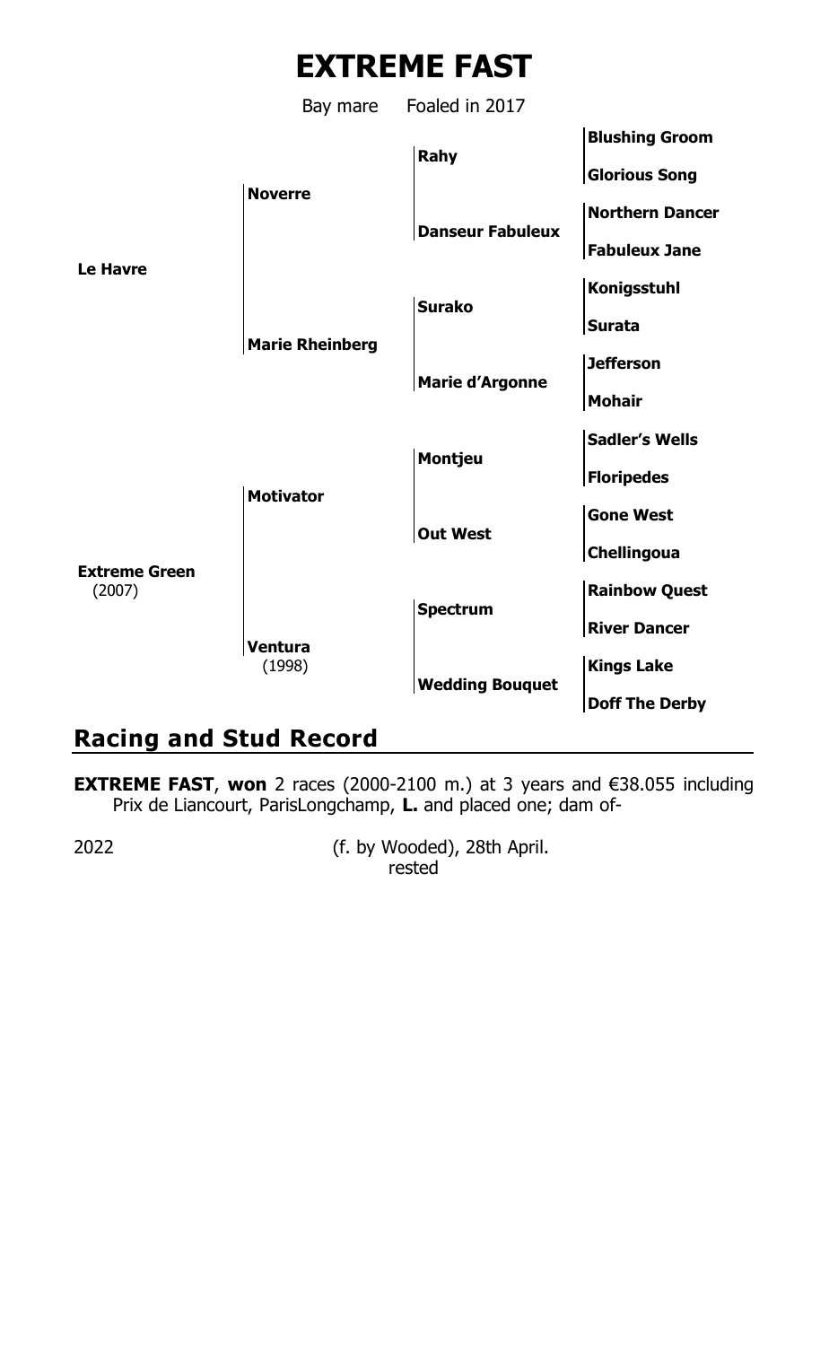# EXTREME FAST

Bay mare Foaled in 2017

| | | | |
|---|---|---|---|
| **Le Havre** | **Noverre** | **Rahy** | **Blushing Groom** |
| | | | **Glorious Song** |
| | | **Danseur Fabuleux** | **Northern Dancer** |
| | | | **Fabuleux Jane** |
| | **Marie Rheinberg** | **Surako** | **Konigsstuhl** |
| | | | **Surata** |
| | | **Marie d'Argonne** | **Jefferson** |
| | | | **Mohair** |
| **Extreme Green** (2007) | **Motivator** | **Montjeu** | **Sadler's Wells** |
| | | | **Floripedes** |
| | | **Out West** | **Gone West** |
| | | | **Chellingoua** |
| | **Ventura** (1998) | **Spectrum** | **Rainbow Quest** |
| | | | **River Dancer** |
| | | **Wedding Bouquet** | **Kings Lake** |
| | | | **Doff The Derby** |

## Racing and Stud Record

**EXTREME FAST**, **won** 2 races (2000-2100 m.) at 3 years and €38.055 including Prix de Liancourt, ParisLongchamp, **L.** and placed one; dam of-

2022 (f. by Wooded), 28th April.
rested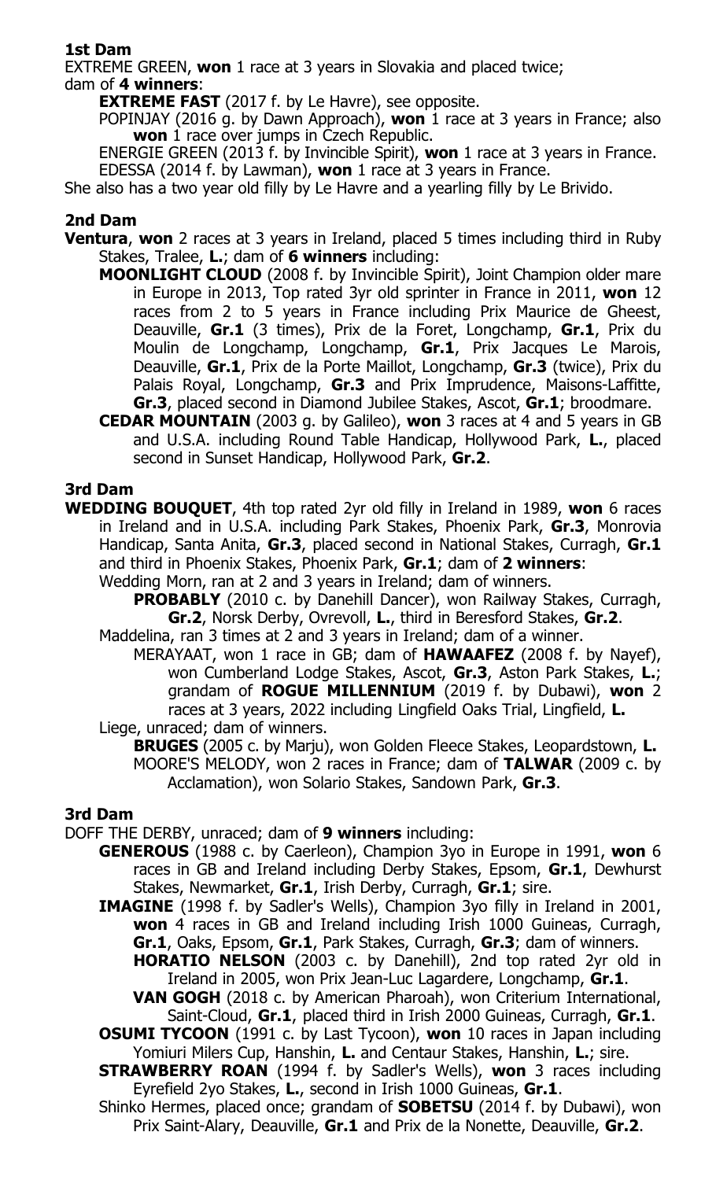## 1st Dam

EXTREME GREEN, **won** 1 race at 3 years in Slovakia and placed twice; dam of **4 winners**:

- **EXTREME FAST** (2017 f. by Le Havre), see opposite.
- POPINJAY (2016 g. by Dawn Approach), **won** 1 race at 3 years in France; also **won** 1 race over jumps in Czech Republic.
- ENERGIE GREEN (2013 f. by Invincible Spirit), **won** 1 race at 3 years in France.
- EDESSA (2014 f. by Lawman), **won** 1 race at 3 years in France.

She also has a two year old filly by Le Havre and a yearling filly by Le Brivido.

## 2nd Dam

**Ventura**, **won** 2 races at 3 years in Ireland, placed 5 times including third in Ruby Stakes, Tralee, **L.**; dam of **6 winners** including:

- **MOONLIGHT CLOUD** (2008 f. by Invincible Spirit), Joint Champion older mare in Europe in 2013, Top rated 3yr old sprinter in France in 2011, **won** 12 races from 2 to 5 years in France including Prix Maurice de Gheest, Deauville, **Gr.1** (3 times), Prix de la Foret, Longchamp, **Gr.1**, Prix du Moulin de Longchamp, Longchamp, **Gr.1**, Prix Jacques Le Marois, Deauville, **Gr.1**, Prix de la Porte Maillot, Longchamp, **Gr.3** (twice), Prix du Palais Royal, Longchamp, **Gr.3** and Prix Imprudence, Maisons-Laffitte, **Gr.3**, placed second in Diamond Jubilee Stakes, Ascot, **Gr.1**; broodmare.
- **CEDAR MOUNTAIN** (2003 g. by Galileo), **won** 3 races at 4 and 5 years in GB and U.S.A. including Round Table Handicap, Hollywood Park, **L.**, placed second in Sunset Handicap, Hollywood Park, **Gr.2**.

## 3rd Dam

**WEDDING BOUQUET**, 4th top rated 2yr old filly in Ireland in 1989, **won** 6 races in Ireland and in U.S.A. including Park Stakes, Phoenix Park, **Gr.3**, Monrovia Handicap, Santa Anita, **Gr.3**, placed second in National Stakes, Curragh, **Gr.1** and third in Phoenix Stakes, Phoenix Park, **Gr.1**; dam of **2 winners**:

- Wedding Morn, ran at 2 and 3 years in Ireland; dam of winners.
  - **PROBABLY** (2010 c. by Danehill Dancer), won Railway Stakes, Curragh, **Gr.2**, Norsk Derby, Ovrevoll, **L.**, third in Beresford Stakes, **Gr.2**.
- Maddelina, ran 3 times at 2 and 3 years in Ireland; dam of a winner.
  - MERAYAAT, won 1 race in GB; dam of **HAWAAFEZ** (2008 f. by Nayef), won Cumberland Lodge Stakes, Ascot, **Gr.3**, Aston Park Stakes, **L.**; grandam of **ROGUE MILLENNIUM** (2019 f. by Dubawi), **won** 2 races at 3 years, 2022 including Lingfield Oaks Trial, Lingfield, **L.**
- Liege, unraced; dam of winners.
  - **BRUGES** (2005 c. by Marju), won Golden Fleece Stakes, Leopardstown, **L.**
  - MOORE'S MELODY, won 2 races in France; dam of **TALWAR** (2009 c. by Acclamation), won Solario Stakes, Sandown Park, **Gr.3**.

## 3rd Dam

DOFF THE DERBY, unraced; dam of **9 winners** including:

- **GENEROUS** (1988 c. by Caerleon), Champion 3yo in Europe in 1991, **won** 6 races in GB and Ireland including Derby Stakes, Epsom, **Gr.1**, Dewhurst Stakes, Newmarket, **Gr.1**, Irish Derby, Curragh, **Gr.1**; sire.
- **IMAGINE** (1998 f. by Sadler's Wells), Champion 3yo filly in Ireland in 2001, **won** 4 races in GB and Ireland including Irish 1000 Guineas, Curragh, **Gr.1**, Oaks, Epsom, **Gr.1**, Park Stakes, Curragh, **Gr.3**; dam of winners.
  - **HORATIO NELSON** (2003 c. by Danehill), 2nd top rated 2yr old in Ireland in 2005, won Prix Jean-Luc Lagardere, Longchamp, **Gr.1**.
  - **VAN GOGH** (2018 c. by American Pharoah), won Criterium International, Saint-Cloud, **Gr.1**, placed third in Irish 2000 Guineas, Curragh, **Gr.1**.
- **OSUMI TYCOON** (1991 c. by Last Tycoon), **won** 10 races in Japan including Yomiuri Milers Cup, Hanshin, **L.** and Centaur Stakes, Hanshin, **L.**; sire.
- **STRAWBERRY ROAN** (1994 f. by Sadler's Wells), **won** 3 races including Eyrefield 2yo Stakes, **L.**, second in Irish 1000 Guineas, **Gr.1**.
- Shinko Hermes, placed once; grandam of **SOBETSU** (2014 f. by Dubawi), won Prix Saint-Alary, Deauville, **Gr.1** and Prix de la Nonette, Deauville, **Gr.2**.